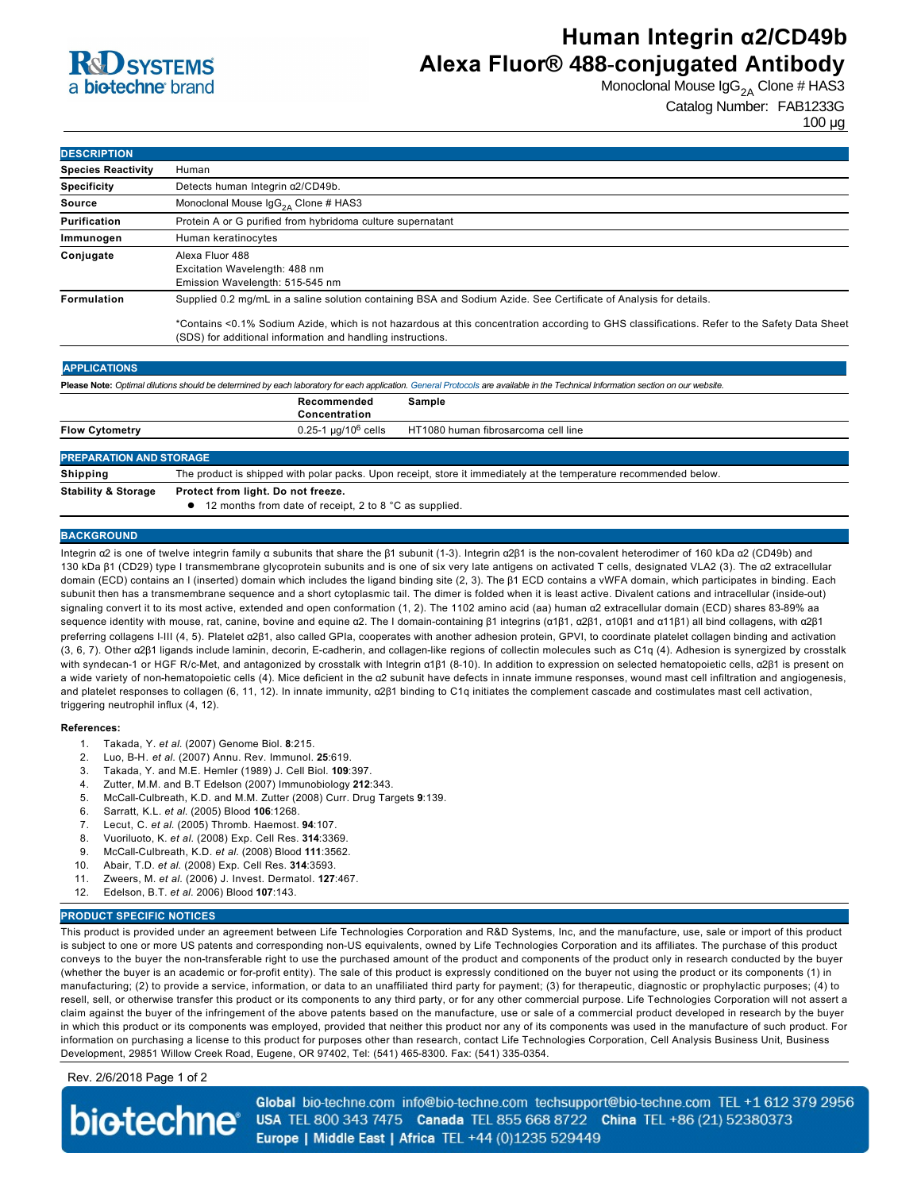R&D SYSTEMS
a bio-techne brand

# Human Integrin α2/CD49b Alexa Fluor® 488-conjugated Antibody

Monoclonal Mouse $IgG_{2A}$ Clone # HAS3

Catalog Number: FAB1233G

100 µg

## DESCRIPTION

| | |
|---|---|
| **Species Reactivity** | Human |
| **Specificity** | Detects human Integrin α2/CD49b. |
| **Source** | Monoclonal Mouse $IgG_{2A}$ Clone # HAS3 |
| **Purification** | Protein A or G purified from hybridoma culture supernatant |
| **Immunogen** | Human keratinocytes |
| **Conjugate** | Alexa Fluor 488<br>Excitation Wavelength: 488 nm<br>Emission Wavelength: 515-545 nm |
| **Formulation** | Supplied 0.2 mg/mL in a saline solution containing BSA and Sodium Azide. See Certificate of Analysis for details.<br><br>*Contains <0.1% Sodium Azide, which is not hazardous at this concentration according to GHS classifications. Refer to the Safety Data Sheet (SDS) for additional information and handling instructions. |

## APPLICATIONS

**Please Note:** *Optimal dilutions should be determined by each laboratory for each application. General Protocols are available in the Technical Information section on our website.*

| | Recommended Concentration | Sample |
|---|---|---|
| **Flow Cytometry** | 0.25-1 µg/$10^6$ cells | HT1080 human fibrosarcoma cell line |

## PREPARATION AND STORAGE

| | |
|---|---|
| **Shipping** | The product is shipped with polar packs. Upon receipt, store it immediately at the temperature recommended below. |
| **Stability & Storage** | **Protect from light. Do not freeze.**<br>● 12 months from date of receipt, 2 to 8 °C as supplied. |

## BACKGROUND

Integrin α2 is one of twelve integrin family α subunits that share the β1 subunit (1-3). Integrin α2β1 is the non-covalent heterodimer of 160 kDa α2 (CD49b) and 130 kDa β1 (CD29) type I transmembrane glycoprotein subunits and is one of six very late antigens on activated T cells, designated VLA2 (3). The α2 extracellular domain (ECD) contains an I (inserted) domain which includes the ligand binding site (2, 3). The β1 ECD contains a vWFA domain, which participates in binding. Each subunit then has a transmembrane sequence and a short cytoplasmic tail. The dimer is folded when it is least active. Divalent cations and intracellular (inside-out) signaling convert it to its most active, extended and open conformation (1, 2). The 1102 amino acid (aa) human α2 extracellular domain (ECD) shares 83-89% aa sequence identity with mouse, rat, canine, bovine and equine α2. The I domain-containing β1 integrins (α1β1, α2β1, α10β1 and α11β1) all bind collagens, with α2β1 preferring collagens I-III (4, 5). Platelet α2β1, also called GPIa, cooperates with another adhesion protein, GPVI, to coordinate platelet collagen binding and activation (3, 6, 7). Other α2β1 ligands include laminin, decorin, E-cadherin, and collagen-like regions of collectin molecules such as C1q (4). Adhesion is synergized by crosstalk with syndecan-1 or HGF R/c-Met, and antagonized by crosstalk with Integrin α1β1 (8-10). In addition to expression on selected hematopoietic cells, α2β1 is present on a wide variety of non-hematopoietic cells (4). Mice deficient in the α2 subunit have defects in innate immune responses, wound mast cell infiltration and angiogenesis, and platelet responses to collagen (6, 11, 12). In innate immunity, α2β1 binding to C1q initiates the complement cascade and costimulates mast cell activation, triggering neutrophil influx (4, 12).

**References:**

1. Takada, Y. *et al.* (2007) Genome Biol. **8**:215.
2. Luo, B-H. *et al.* (2007) Annu. Rev. Immunol. **25**:619.
3. Takada, Y. and M.E. Hemler (1989) J. Cell Biol. **109**:397.
4. Zutter, M.M. and B.T Edelson (2007) Immunobiology **212**:343.
5. McCall-Culbreath, K.D. and M.M. Zutter (2008) Curr. Drug Targets **9**:139.
6. Sarratt, K.L. *et al.* (2005) Blood **106**:1268.
7. Lecut, C. *et al.* (2005) Thromb. Haemost. **94**:107.
8. Vuoriluoto, K. *et al.* (2008) Exp. Cell Res. **314**:3369.
9. McCall-Culbreath, K.D. *et al.* (2008) Blood **111**:3562.
10. Abair, T.D. *et al.* (2008) Exp. Cell Res. **314**:3593.
11. Zweers, M. *et al.* (2006) J. Invest. Dermatol. **127**:467.
12. Edelson, B.T. *et al.* 2006) Blood **107**:143.

## PRODUCT SPECIFIC NOTICES

This product is provided under an agreement between Life Technologies Corporation and R&D Systems, Inc, and the manufacture, use, sale or import of this product is subject to one or more US patents and corresponding non-US equivalents, owned by Life Technologies Corporation and its affiliates. The purchase of this product conveys to the buyer the non-transferable right to use the purchased amount of the product and components of the product only in research conducted by the buyer (whether the buyer is an academic or for-profit entity). The sale of this product is expressly conditioned on the buyer not using the product or its components (1) in manufacturing; (2) to provide a service, information, or data to an unaffiliated third party for payment; (3) for therapeutic, diagnostic or prophylactic purposes; (4) to resell, sell, or otherwise transfer this product or its components to any third party, or for any other commercial purpose. Life Technologies Corporation will not assert a claim against the buyer of the infringement of the above patents based on the manufacture, use or sale of a commercial product developed in research by the buyer in which this product or its components was employed, provided that neither this product nor any of its components was used in the manufacture of such product. For information on purchasing a license to this product for purposes other than research, contact Life Technologies Corporation, Cell Analysis Business Unit, Business Development, 29851 Willow Creek Road, Eugene, OR 97402, Tel: (541) 465-8300. Fax: (541) 335-0354.

Rev. 2/6/2018

bio-techne

**Global** bio-techne.com info@bio-techne.com techsupport@bio-techne.com TEL +1 612 379 2956
**USA** TEL 800 343 7475 **Canada** TEL 855 668 8722 **China** TEL +86 (21) 52380373
**Europe | Middle East | Africa** TEL +44 (0)1235 529449